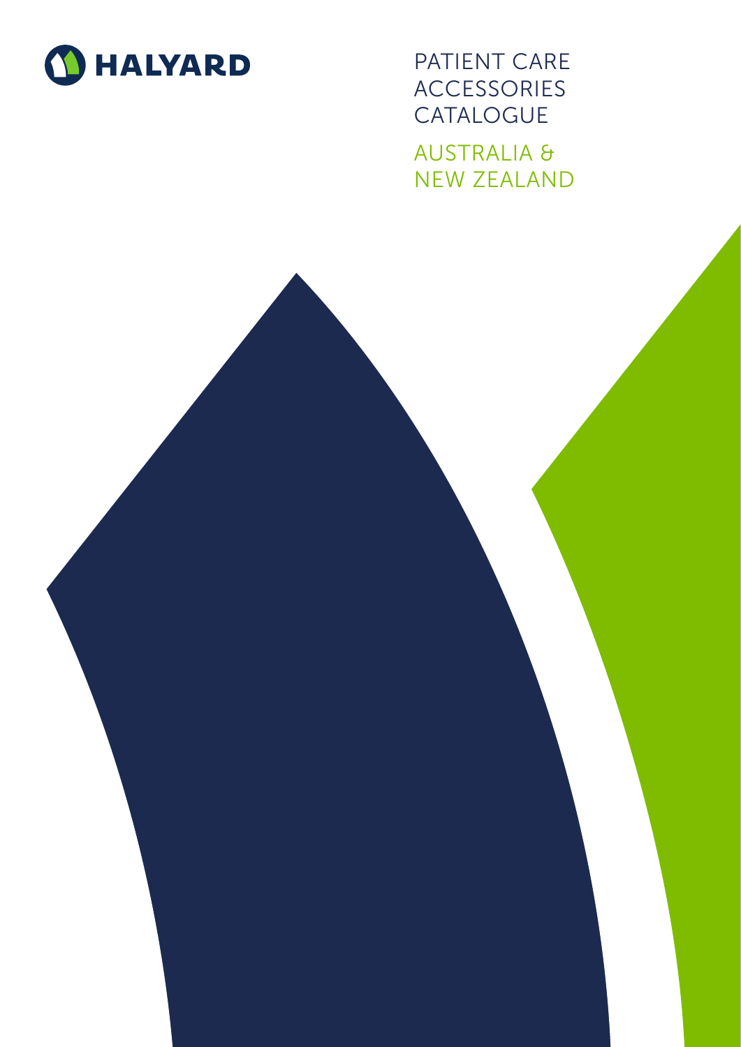HALYARD

# PATIENT CARE ACCESSORIES CATALOGUE

## AUSTRALIA & NEW ZEALAND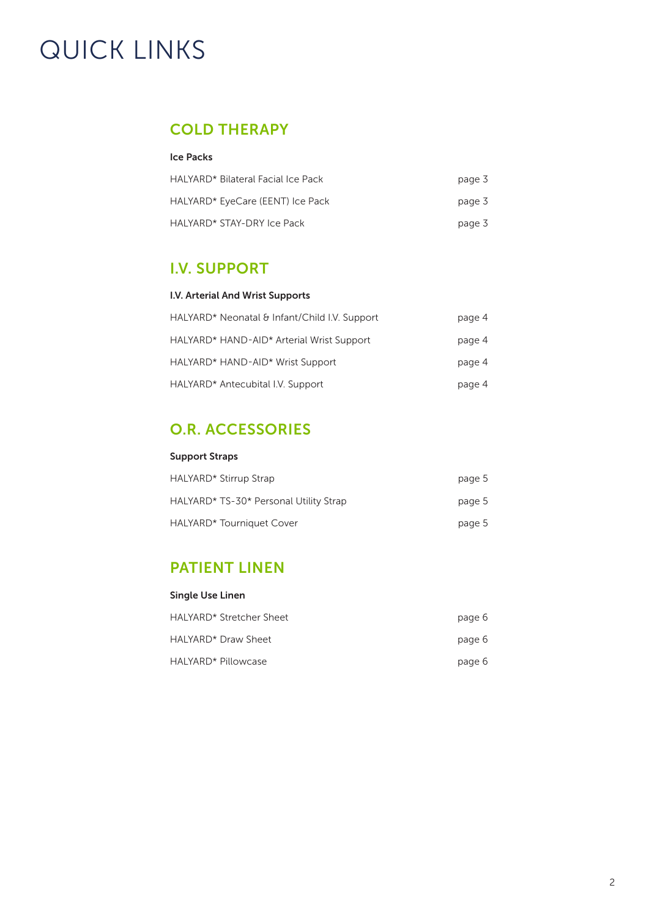# QUICK LINKS

## COLD THERAPY

**Ice Packs**

| | |
|---|---|
| HALYARD* Bilateral Facial Ice Pack | page 3 |
| HALYARD* EyeCare (EENT) Ice Pack | page 3 |
| HALYARD* STAY-DRY Ice Pack | page 3 |

## I.V. SUPPORT

**I.V. Arterial And Wrist Supports**

| | |
|---|---|
| HALYARD* Neonatal & Infant/Child I.V. Support | page 4 |
| HALYARD* HAND-AID* Arterial Wrist Support | page 4 |
| HALYARD* HAND-AID* Wrist Support | page 4 |
| HALYARD* Antecubital I.V. Support | page 4 |

## O.R. ACCESSORIES

**Support Straps**

| | |
|---|---|
| HALYARD* Stirrup Strap | page 5 |
| HALYARD* TS-30* Personal Utility Strap | page 5 |
| HALYARD* Tourniquet Cover | page 5 |

## PATIENT LINEN

**Single Use Linen**

| | |
|---|---|
| HALYARD* Stretcher Sheet | page 6 |
| HALYARD* Draw Sheet | page 6 |
| HALYARD* Pillowcase | page 6 |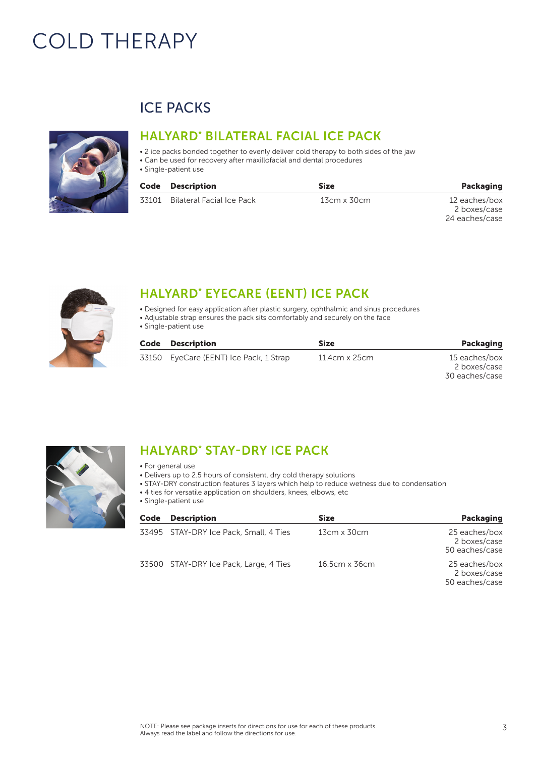# COLD THERAPY

## ICE PACKS

### HALYARD* BILATERAL FACIAL ICE PACK

- 2 ice packs bonded together to evenly deliver cold therapy to both sides of the jaw
- Can be used for recovery after maxillofacial and dental procedures
- Single-patient use

| Code | Description | Size | Packaging |
|---|---|---|---|
| 33101 | Bilateral Facial Ice Pack | 13cm x 30cm | 12 eaches/box<br>2 boxes/case<br>24 eaches/case |

### HALYARD* EYECARE (EENT) ICE PACK

- Designed for easy application after plastic surgery, ophthalmic and sinus procedures
- Adjustable strap ensures the pack sits comfortably and securely on the face
- Single-patient use

| Code | Description | Size | Packaging |
|---|---|---|---|
| 33150 | EyeCare (EENT) Ice Pack, 1 Strap | 11.4cm x 25cm | 15 eaches/box<br>2 boxes/case<br>30 eaches/case |

### HALYARD* STAY-DRY ICE PACK

- For general use
- Delivers up to 2.5 hours of consistent, dry cold therapy solutions
- STAY-DRY construction features 3 layers which help to reduce wetness due to condensation
- 4 ties for versatile application on shoulders, knees, elbows, etc
- Single-patient use

| Code | Description | Size | Packaging |
|---|---|---|---|
| 33495 | STAY-DRY Ice Pack, Small, 4 Ties | 13cm x 30cm | 25 eaches/box<br>2 boxes/case<br>50 eaches/case |
| 33500 | STAY-DRY Ice Pack, Large, 4 Ties | 16.5cm x 36cm | 25 eaches/box<br>2 boxes/case<br>50 eaches/case |

NOTE: Please see package inserts for directions for use for each of these products.
Always read the label and follow the directions for use.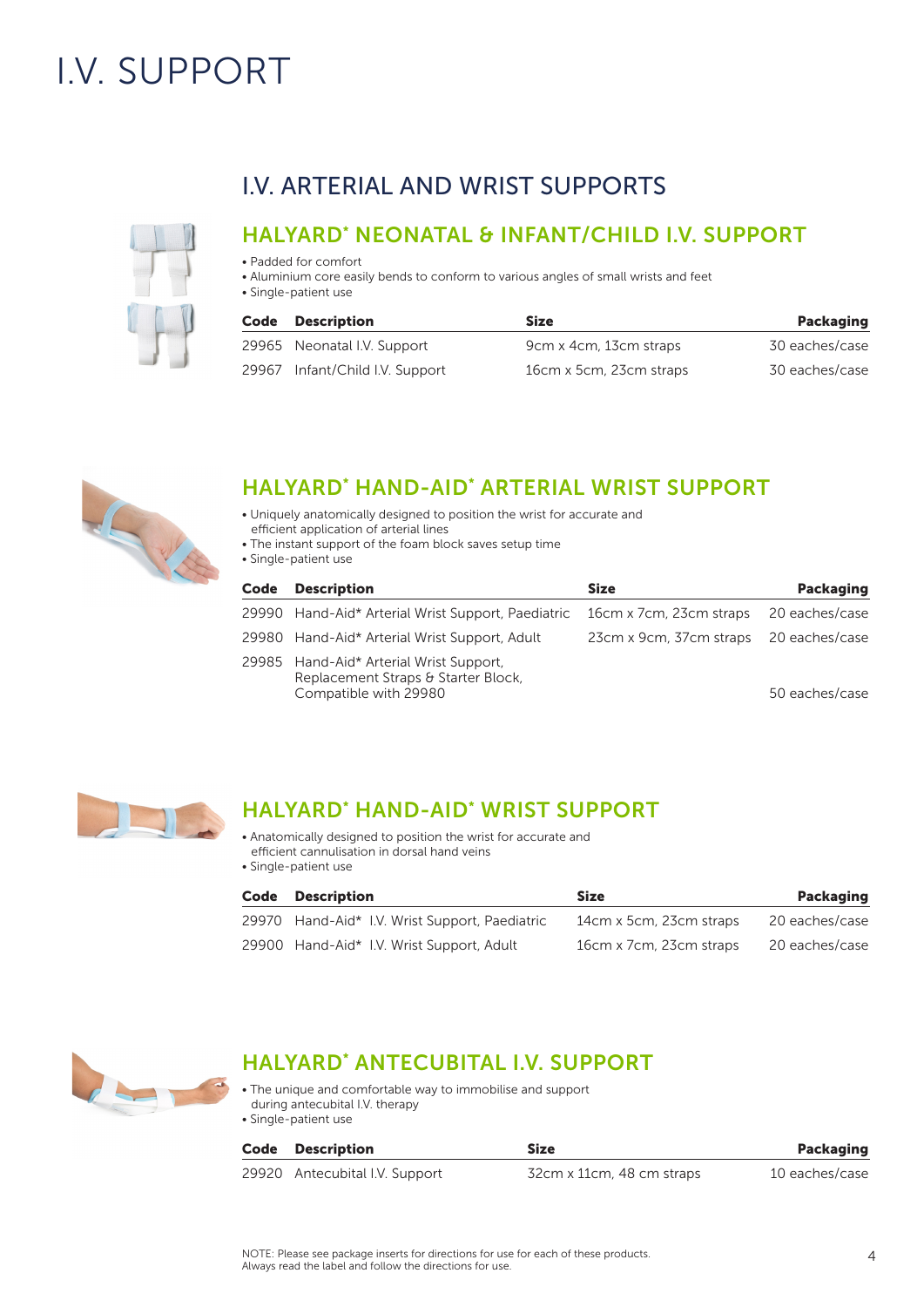# I.V. SUPPORT

## I.V. ARTERIAL AND WRIST SUPPORTS

### HALYARD* NEONATAL & INFANT/CHILD I.V. SUPPORT

- Padded for comfort
- Aluminium core easily bends to conform to various angles of small wrists and feet
- Single-patient use

| Code | Description | Size | Packaging |
|---|---|---|---|
| 29965 | Neonatal I.V. Support | 9cm x 4cm, 13cm straps | 30 eaches/case |
| 29967 | Infant/Child I.V. Support | 16cm x 5cm, 23cm straps | 30 eaches/case |

### HALYARD* HAND-AID* ARTERIAL WRIST SUPPORT

- Uniquely anatomically designed to position the wrist for accurate and efficient application of arterial lines
- The instant support of the foam block saves setup time
- Single-patient use

| Code | Description | Size | Packaging |
|---|---|---|---|
| 29990 | Hand-Aid* Arterial Wrist Support, Paediatric | 16cm x 7cm, 23cm straps | 20 eaches/case |
| 29980 | Hand-Aid* Arterial Wrist Support, Adult | 23cm x 9cm, 37cm straps | 20 eaches/case |
| 29985 | Hand-Aid* Arterial Wrist Support, Replacement Straps & Starter Block, Compatible with 29980 | | 50 eaches/case |

### HALYARD* HAND-AID* WRIST SUPPORT

- Anatomically designed to position the wrist for accurate and efficient cannulisation in dorsal hand veins
- Single-patient use

| Code | Description | Size | Packaging |
|---|---|---|---|
| 29970 | Hand-Aid* I.V. Wrist Support, Paediatric | 14cm x 5cm, 23cm straps | 20 eaches/case |
| 29900 | Hand-Aid* I.V. Wrist Support, Adult | 16cm x 7cm, 23cm straps | 20 eaches/case |

### HALYARD* ANTECUBITAL I.V. SUPPORT

- The unique and comfortable way to immobilise and support during antecubital I.V. therapy
- Single-patient use

| Code | Description | Size | Packaging |
|---|---|---|---|
| 29920 | Antecubital I.V. Support | 32cm x 11cm, 48 cm straps | 10 eaches/case |

NOTE: Please see package inserts for directions for use for each of these products. Always read the label and follow the directions for use.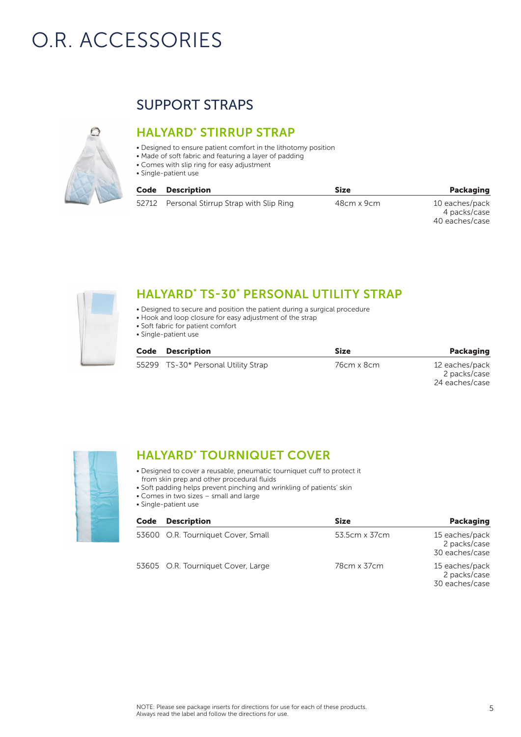# O.R. ACCESSORIES

## SUPPORT STRAPS

### HALYARD* STIRRUP STRAP

- Designed to ensure patient comfort in the lithotomy position
- Made of soft fabric and featuring a layer of padding
- Comes with slip ring for easy adjustment
- Single-patient use

| Code | Description | Size | Packaging |
|---|---|---|---|
| 52712 | Personal Stirrup Strap with Slip Ring | 48cm x 9cm | 10 eaches/pack<br>4 packs/case<br>40 eaches/case |

### HALYARD* TS-30* PERSONAL UTILITY STRAP

- Designed to secure and position the patient during a surgical procedure
- Hook and loop closure for easy adjustment of the strap
- Soft fabric for patient comfort
- Single-patient use

| Code | Description | Size | Packaging |
|---|---|---|---|
| 55299 | TS-30* Personal Utility Strap | 76cm x 8cm | 12 eaches/pack<br>2 packs/case<br>24 eaches/case |

### HALYARD* TOURNIQUET COVER

- Designed to cover a reusable, pneumatic tourniquet cuff to protect it from skin prep and other procedural fluids
- Soft padding helps prevent pinching and wrinkling of patients' skin
- Comes in two sizes – small and large
- Single-patient use

| Code | Description | Size | Packaging |
|---|---|---|---|
| 53600 | O.R. Tourniquet Cover, Small | 53.5cm x 37cm | 15 eaches/pack<br>2 packs/case<br>30 eaches/case |
| 53605 | O.R. Tourniquet Cover, Large | 78cm x 37cm | 15 eaches/pack<br>2 packs/case<br>30 eaches/case |

NOTE: Please see package inserts for directions for use for each of these products.
Always read the label and follow the directions for use.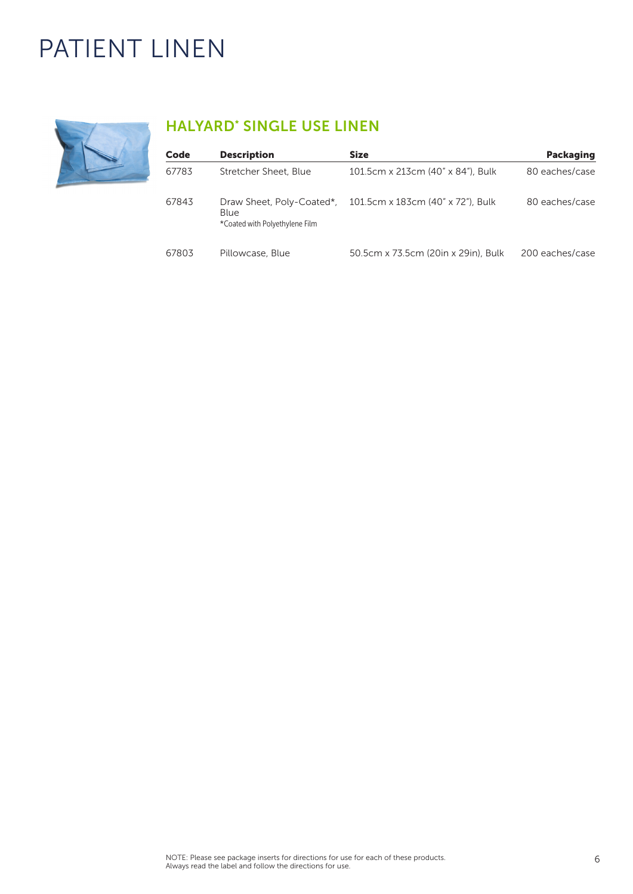# PATIENT LINEN

## HALYARD* SINGLE USE LINEN

| Code | Description | Size | Packaging |
|---|---|---|---|
| 67783 | Stretcher Sheet, Blue | 101.5cm x 213cm (40" x 84"), Bulk | 80 eaches/case |
| 67843 | Draw Sheet, Poly-Coated*, Blue<br>*Coated with Polyethylene Film | 101.5cm x 183cm (40" x 72"), Bulk | 80 eaches/case |
| 67803 | Pillowcase, Blue | 50.5cm x 73.5cm (20in x 29in), Bulk | 200 eaches/case |

NOTE: Please see package inserts for directions for use for each of these products.
Always read the label and follow the directions for use.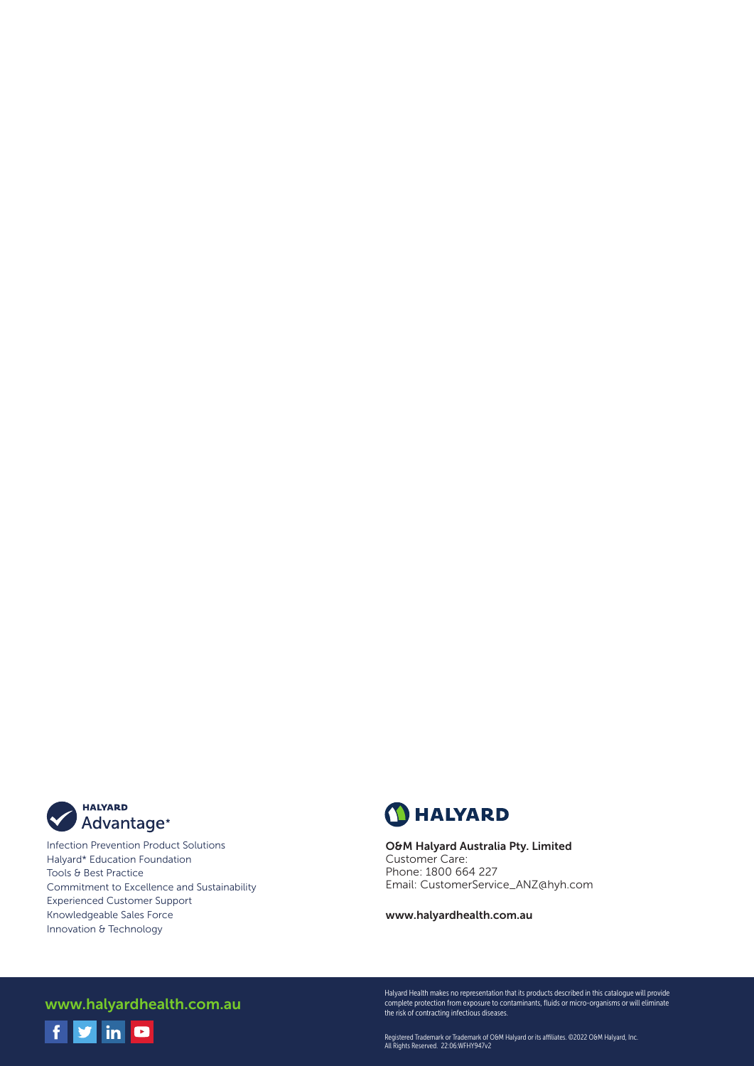HALYARD Advantage*

Infection Prevention Product Solutions
Halyard* Education Foundation
Tools & Best Practice
Commitment to Excellence and Sustainability
Experienced Customer Support
Knowledgeable Sales Force
Innovation & Technology

HALYARD

**O&M Halyard Australia Pty. Limited**
Customer Care:
Phone: 1800 664 227
Email: CustomerService_ANZ@hyh.com

**www.halyardhealth.com.au**

www.halyardhealth.com.au

Halyard Health makes no representation that its products described in this catalogue will provide complete protection from exposure to contaminants, fluids or micro-organisms or will eliminate the risk of contracting infectious diseases.

Registered Trademark or Trademark of O&M Halyard or its affiliates. ©2022 O&M Halyard, Inc. All Rights Reserved. 22:06:WFHY947v2